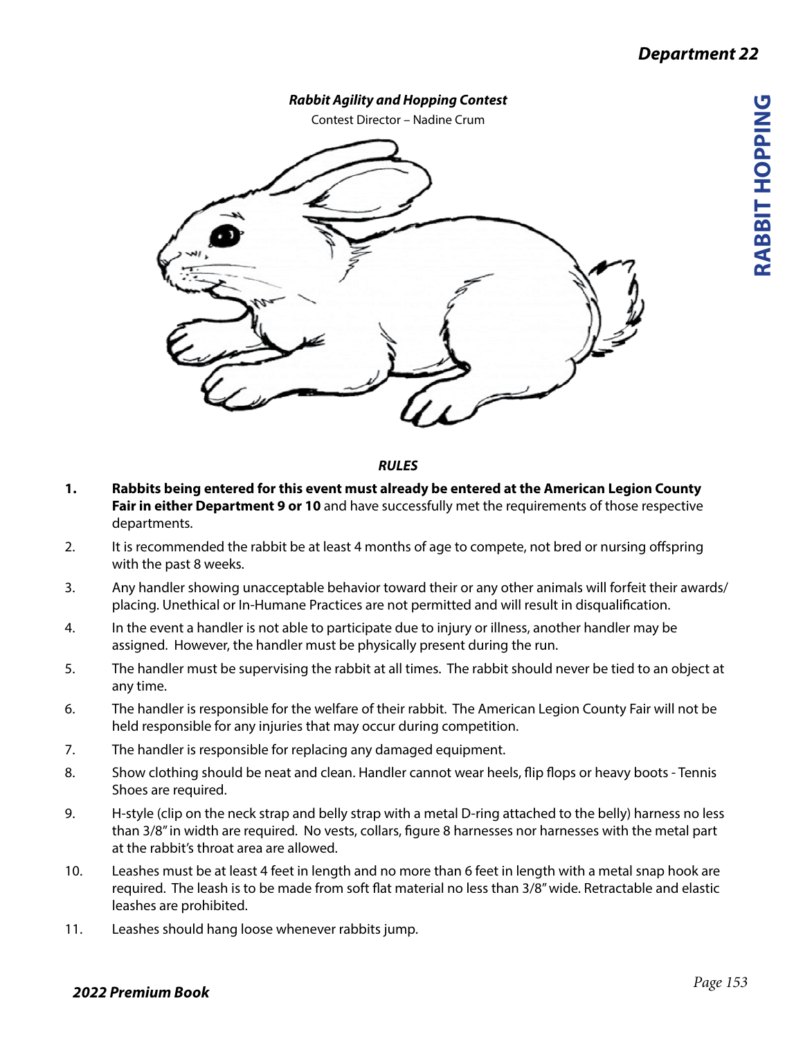## Department 22

### *Rabbit Agility and Hopping Contest*

Contest Director – Nadine Crum

#### *RULES*

1. **Rabbits being entered for this event must already be entered at the American Legion County Fair in either Department 9 or 10** and have successfully met the requirements of those respective departments.
2. It is recommended the rabbit be at least 4 months of age to compete, not bred or nursing offspring with the past 8 weeks.
3. Any handler showing unacceptable behavior toward their or any other animals will forfeit their awards/placing. Unethical or In-Humane Practices are not permitted and will result in disqualification.
4. In the event a handler is not able to participate due to injury or illness, another handler may be assigned. However, the handler must be physically present during the run.
5. The handler must be supervising the rabbit at all times. The rabbit should never be tied to an object at any time.
6. The handler is responsible for the welfare of their rabbit. The American Legion County Fair will not be held responsible for any injuries that may occur during competition.
7. The handler is responsible for replacing any damaged equipment.
8. Show clothing should be neat and clean. Handler cannot wear heels, flip flops or heavy boots - Tennis Shoes are required.
9. H-style (clip on the neck strap and belly strap with a metal D-ring attached to the belly) harness no less than 3/8" in width are required. No vests, collars, figure 8 harnesses nor harnesses with the metal part at the rabbit's throat area are allowed.
10. Leashes must be at least 4 feet in length and no more than 6 feet in length with a metal snap hook are required. The leash is to be made from soft flat material no less than 3/8" wide. Retractable and elastic leashes are prohibited.
11. Leashes should hang loose whenever rabbits jump.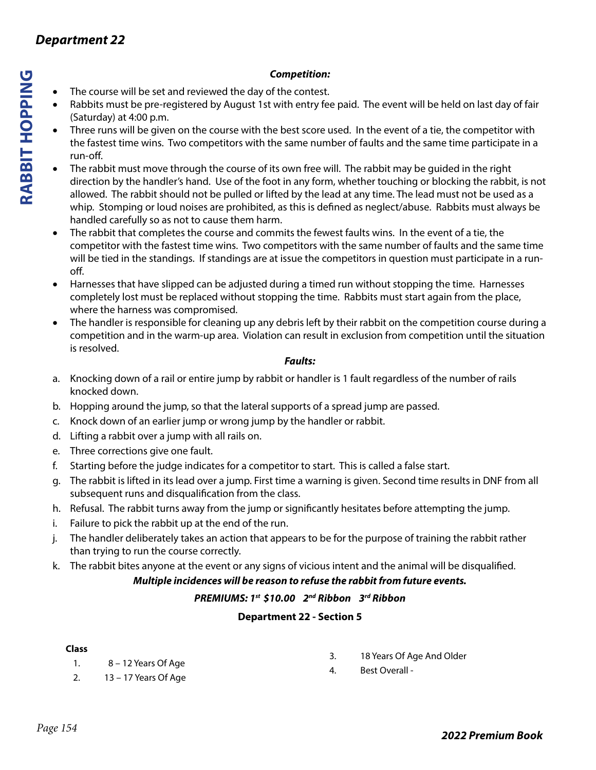### *Competition:*

- The course will be set and reviewed the day of the contest.
- Rabbits must be pre-registered by August 1st with entry fee paid. The event will be held on last day of fair (Saturday) at 4:00 p.m.
- Three runs will be given on the course with the best score used. In the event of a tie, the competitor with the fastest time wins. Two competitors with the same number of faults and the same time participate in a run-off.
- The rabbit must move through the course of its own free will. The rabbit may be guided in the right direction by the handler's hand. Use of the foot in any form, whether touching or blocking the rabbit, is not allowed. The rabbit should not be pulled or lifted by the lead at any time. The lead must not be used as a whip. Stomping or loud noises are prohibited, as this is defined as neglect/abuse. Rabbits must always be handled carefully so as not to cause them harm.
- The rabbit that completes the course and commits the fewest faults wins. In the event of a tie, the competitor with the fastest time wins. Two competitors with the same number of faults and the same time will be tied in the standings. If standings are at issue the competitors in question must participate in a run-off.
- Harnesses that have slipped can be adjusted during a timed run without stopping the time. Harnesses completely lost must be replaced without stopping the time. Rabbits must start again from the place, where the harness was compromised.
- The handler is responsible for cleaning up any debris left by their rabbit on the competition course during a competition and in the warm-up area. Violation can result in exclusion from competition until the situation is resolved.

### *Faults:*

a. Knocking down of a rail or entire jump by rabbit or handler is 1 fault regardless of the number of rails knocked down.
b. Hopping around the jump, so that the lateral supports of a spread jump are passed.
c. Knock down of an earlier jump or wrong jump by the handler or rabbit.
d. Lifting a rabbit over a jump with all rails on.
e. Three corrections give one fault.
f. Starting before the judge indicates for a competitor to start. This is called a false start.
g. The rabbit is lifted in its lead over a jump. First time a warning is given. Second time results in DNF from all subsequent runs and disqualification from the class.
h. Refusal. The rabbit turns away from the jump or significantly hesitates before attempting the jump.
i. Failure to pick the rabbit up at the end of the run.
j. The handler deliberately takes an action that appears to be for the purpose of training the rabbit rather than trying to run the course correctly.
k. The rabbit bites anyone at the event or any signs of vicious intent and the animal will be disqualified.

***Multiple incidences will be reason to refuse the rabbit from future events.***

***PREMIUMS: 1st $10.00 2nd Ribbon 3rd Ribbon***

**Department 22 - Section 5**

**Class**

1. 8 – 12 Years Of Age
2. 13 – 17 Years Of Age
3. 18 Years Of Age And Older
4. Best Overall -